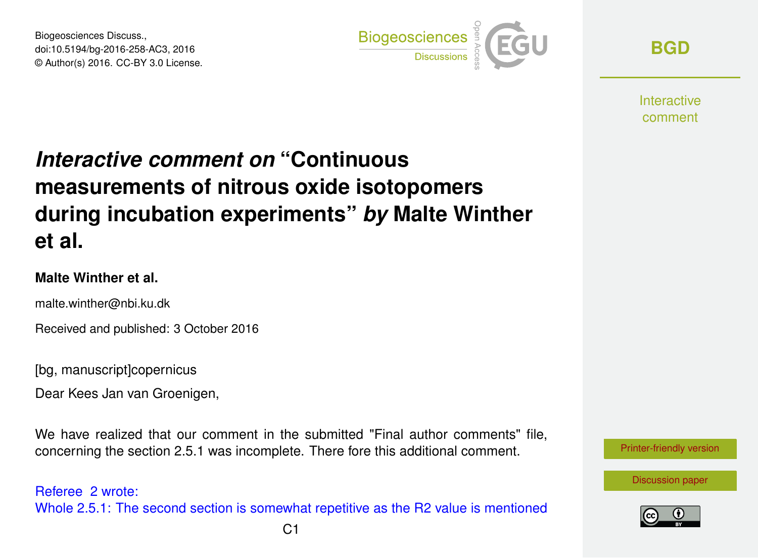# *Interactive comment on* "Continuous measurements of nitrous oxide isotopomers during incubation experiments" *by* Malte Winther et al.

**Malte Winther et al.**

malte.winther@nbi.ku.dk

Received and published: 3 October 2016

[bg, manuscript]copernicus

Dear Kees Jan van Groenigen,

We have realized that our comment in the submitted "Final author comments" file, concerning the section 2.5.1 was incomplete. There fore this additional comment.

Referee 2 wrote:
Whole 2.5.1: The second section is somewhat repetitive as the R2 value is mentioned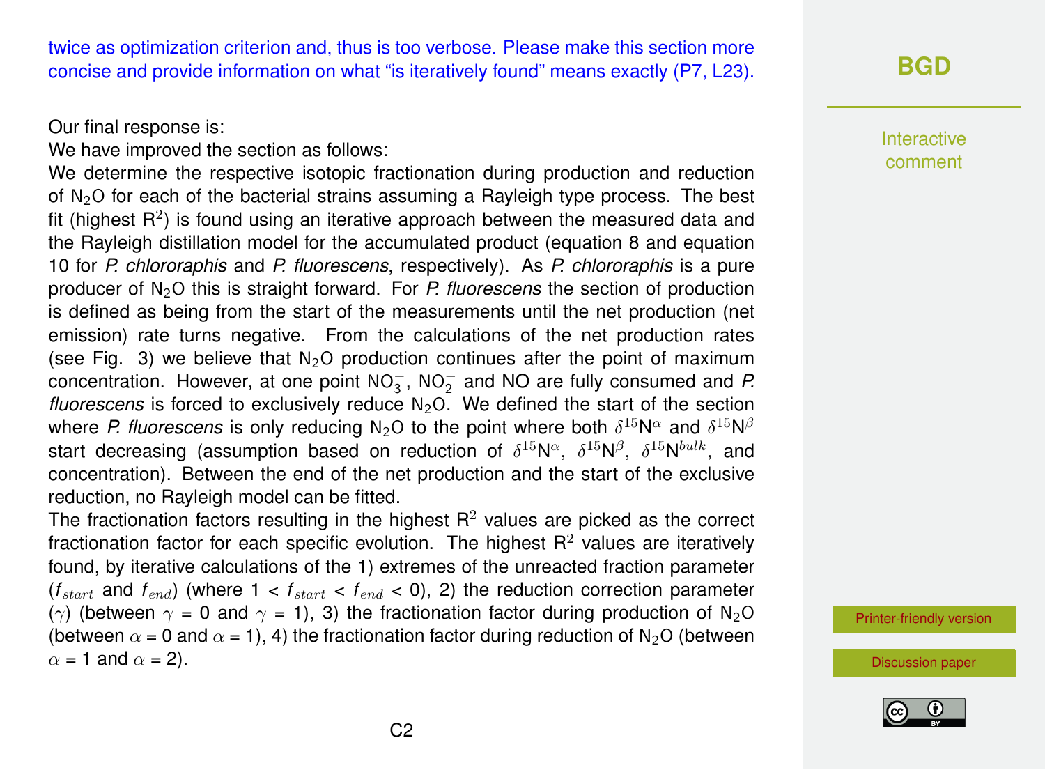twice as optimization criterion and, thus is too verbose. Please make this section more concise and provide information on what "is iteratively found" means exactly (P7, L23).

Our final response is:

We have improved the section as follows:

We determine the respective isotopic fractionation during production and reduction of $N_2O$ for each of the bacterial strains assuming a Rayleigh type process. The best fit (highest $R^2$) is found using an iterative approach between the measured data and the Rayleigh distillation model for the accumulated product (equation 8 and equation 10 for *P. chlororaphis* and *P. fluorescens*, respectively). As *P. chlororaphis* is a pure producer of $N_2O$ this is straight forward. For *P. fluorescens* the section of production is defined as being from the start of the measurements until the net production (net emission) rate turns negative. From the calculations of the net production rates (see Fig. 3) we believe that $N_2O$ production continues after the point of maximum concentration. However, at one point $NO_3^-$, $NO_2^-$ and NO are fully consumed and *P. fluorescens* is forced to exclusively reduce $N_2O$. We defined the start of the section where *P. fluorescens* is only reducing $N_2O$ to the point where both $\delta^{15}N^{\alpha}$ and $\delta^{15}N^{\beta}$ start decreasing (assumption based on reduction of $\delta^{15}N^{\alpha}$, $\delta^{15}N^{\beta}$, $\delta^{15}N^{bulk}$, and concentration). Between the end of the net production and the start of the exclusive reduction, no Rayleigh model can be fitted.

The fractionation factors resulting in the highest $R^2$ values are picked as the correct fractionation factor for each specific evolution. The highest $R^2$ values are iteratively found, by iterative calculations of the 1) extremes of the unreacted fraction parameter ($f_{start}$ and $f_{end}$) (where $1 < f_{start} < f_{end} < 0$), 2) the reduction correction parameter ($\gamma$) (between $\gamma$ = 0 and $\gamma$ = 1), 3) the fractionation factor during production of $N_2O$ (between $\alpha$ = 0 and $\alpha$ = 1), 4) the fractionation factor during reduction of $N_2O$ (between $\alpha$ = 1 and $\alpha$ = 2).